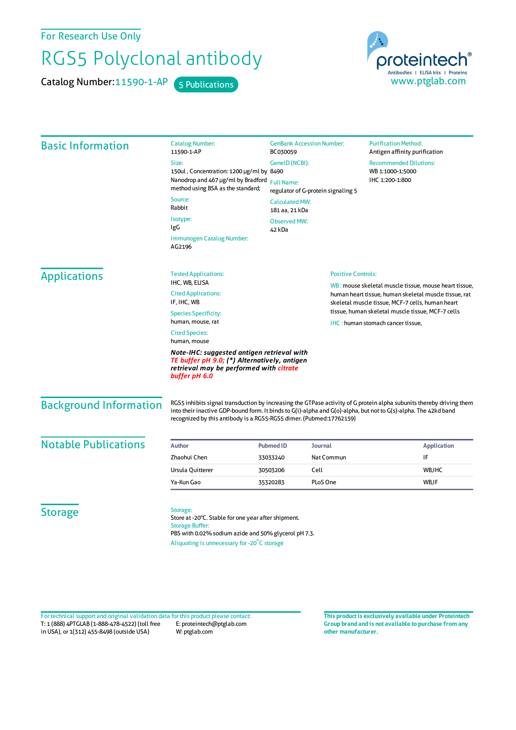For Research Use Only

# RGS5 Polyclonal antibody

Catalog Number: 11590-1-AP    5 Publications

proteintech® Antibodies | ELISA kits | Proteins
www.ptglab.com

## Basic Information

**Catalog Number:**
11590-1-AP

**Size:**
150ul , Concentration: 1200 μg/ml by Nanodrop and 467 μg/ml by Bradford method using BSA as the standard;

**Source:**
Rabbit

**Isotype:**
IgG

**Immunogen Catalog Number:**
AG2196

**GenBank Accession Number:**
BC030059

**GeneID (NCBI):**
8490

**Full Name:**
regulator of G-protein signaling 5

**Calculated MW:**
181 aa, 21 kDa

**Observed MW:**
42 kDa

**Purification Method:**
Antigen affinity purification

**Recommended Dilutions:**
WB 1:1000-1:5000
IHC 1:200-1:800

## Applications

**Tested Applications:**
IHC, WB, ELISA

**Cited Applications:**
IF, IHC, WB

**Species Specificity:**
human, mouse, rat

**Cited Species:**
human, mouse

***Note-IHC: suggested antigen retrieval with TE buffer pH 9.0; (\*) Alternatively, antigen retrieval may be performed with citrate buffer pH 6.0***

**Positive Controls:**

WB : mouse skeletal muscle tissue, mouse heart tissue, human heart tissue, human skeletal muscle tissue, rat skeletal muscle tissue, MCF-7 cells, human heart tissue, human skeletal muscle tissue, MCF-7 cells

IHC : human stomach cancer tissue,

## Background Information

RGS5 inhibits signal transduction by increasing the GTPase activity of G protein alpha subunits thereby driving them into their inactive GDP-bound form. It binds to G(i)-alpha and G(o)-alpha, but not to G(s)-alpha. The 42kd band recognized by this antibody is a RGS5-RGS5 dimer. (Pubmed:17762159)

## Notable Publications

| Author | Pubmed ID | Journal | Application |
|---|---|---|---|
| Zhaohui Chen | 33033240 | Nat Commun | IF |
| Ursula Quitterer | 30503206 | Cell | WB,IHC |
| Ya-Kun Gao | 35320283 | PLoS One | WB,IF |

## Storage

**Storage:**
Store at -20°C. Stable for one year after shipment.

**Storage Buffer:**
PBS with 0.02% sodium azide and 50% glycerol pH 7.3.

Aliquoting is unnecessary for -20°C storage

For technical support and original validation data for this product please contact:
T: 1 (888) 4PTGLAB (1-888-478-4522) (toll free in USA), or 1(312) 455-8498 (outside USA)
E: proteintech@ptglab.com
W: ptglab.com

**This product is exclusively available under Proteintech Group brand and is not available to purchase from any other manufacturer.**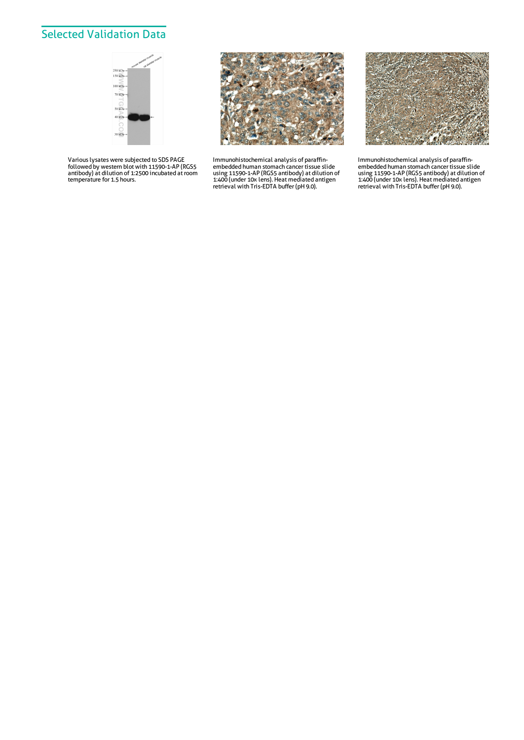## Selected Validation Data

250 kDa
150 kDa
100 kDa
70 kDa
50 kDa
40 kDa
30 kDa

mouse skeletal muscle
rat skeletal muscle

Various lysates were subjected to SDS PAGE followed by western blot with 11590-1-AP (RGS5 antibody) at dilution of 1:2500 incubated at room temperature for 1.5 hours.

Immunohistochemical analysis of paraffin-embedded human stomach cancer tissue slide using 11590-1-AP (RGS5 antibody) at dilution of 1:400 (under 10x lens). Heat mediated antigen retrieval with Tris-EDTA buffer (pH 9.0).

Immunohistochemical analysis of paraffin-embedded human stomach cancer tissue slide using 11590-1-AP (RGS5 antibody) at dilution of 1:400 (under 10x lens). Heat mediated antigen retrieval with Tris-EDTA buffer (pH 9.0).